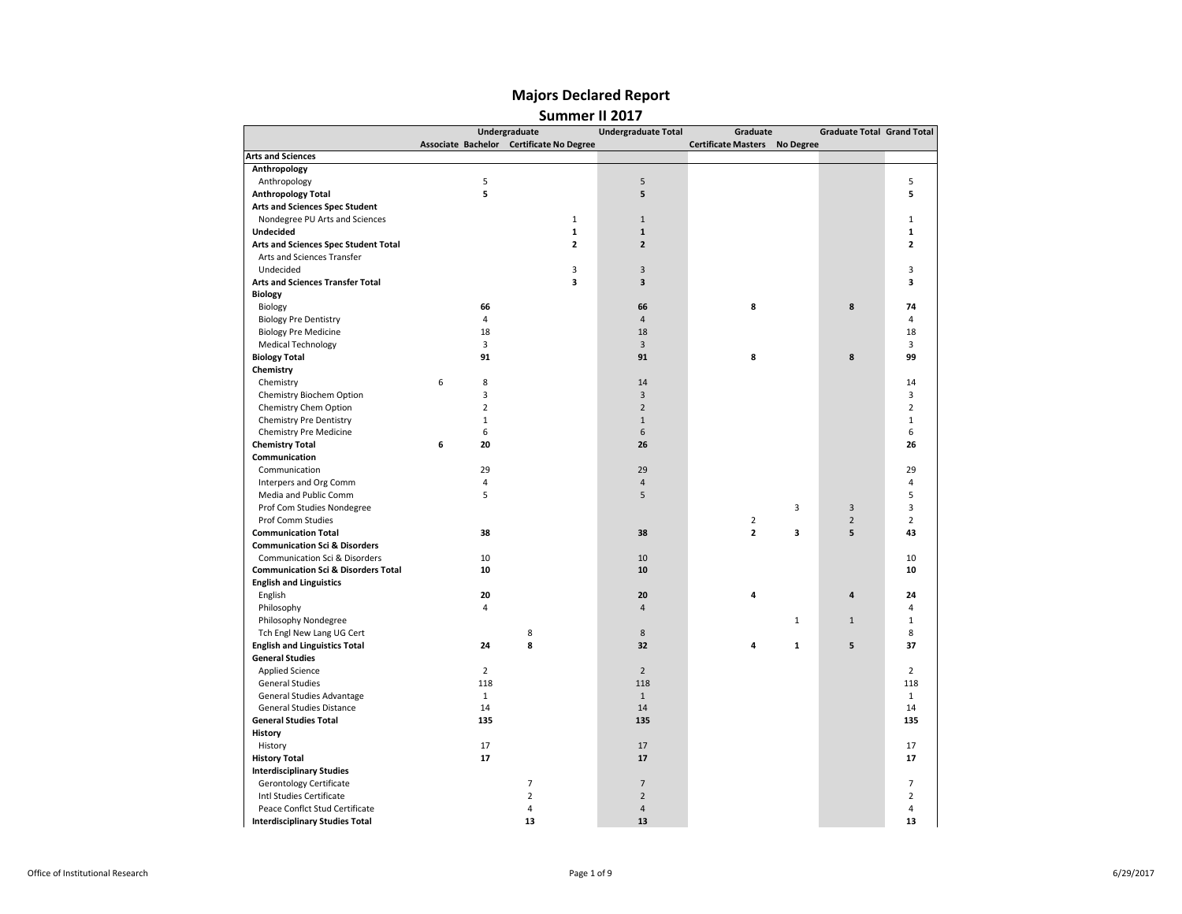# Majors Declared Report

## Summer II 2017

| | Undergraduate | | | | Undergraduate Total | Graduate | | | Graduate Total | Grand Total |
|---|---|---|---|---|---|---|---|---|---|---|
| | Associate | Bachelor | Certificate | No Degree | | Certificate | Masters | No Degree | | |
| **Arts and Sciences** | | | | | | | | | | |
| **Anthropology** | | | | | | | | | | |
| Anthropology | | 5 | | | 5 | | | | | 5 |
| **Anthropology Total** | | **5** | | | **5** | | | | | **5** |
| **Arts and Sciences Spec Student** | | | | | | | | | | |
| Nondegree PU Arts and Sciences | | | | 1 | 1 | | | | | 1 |
| **Undecided** | | | | **1** | **1** | | | | | **1** |
| **Arts and Sciences Spec Student Total** | | | | **2** | **2** | | | | | **2** |
| Arts and Sciences Transfer | | | | | | | | | | |
| Undecided | | | | 3 | 3 | | | | | 3 |
| **Arts and Sciences Transfer Total** | | | | **3** | **3** | | | | | **3** |
| **Biology** | | | | | | | | | | |
| Biology | | **66** | | | **66** | | **8** | | **8** | **74** |
| Biology Pre Dentistry | | 4 | | | 4 | | | | | 4 |
| Biology Pre Medicine | | 18 | | | 18 | | | | | 18 |
| Medical Technology | | 3 | | | 3 | | | | | 3 |
| **Biology Total** | | **91** | | | **91** | | **8** | | **8** | **99** |
| **Chemistry** | | | | | | | | | | |
| Chemistry | 6 | 8 | | | 14 | | | | | 14 |
| Chemistry Biochem Option | | 3 | | | 3 | | | | | 3 |
| Chemistry Chem Option | | 2 | | | 2 | | | | | 2 |
| Chemistry Pre Dentistry | | 1 | | | 1 | | | | | 1 |
| Chemistry Pre Medicine | | 6 | | | 6 | | | | | 6 |
| **Chemistry Total** | **6** | **20** | | | **26** | | | | | **26** |
| **Communication** | | | | | | | | | | |
| Communication | | 29 | | | 29 | | | | | 29 |
| Interpers and Org Comm | | 4 | | | 4 | | | | | 4 |
| Media and Public Comm | | 5 | | | 5 | | | | | 5 |
| Prof Com Studies Nondegree | | | | | | | | 3 | 3 | 3 |
| Prof Comm Studies | | | | | | | 2 | | 2 | 2 |
| **Communication Total** | | **38** | | | **38** | | **2** | **3** | **5** | **43** |
| **Communication Sci & Disorders** | | | | | | | | | | |
| Communication Sci & Disorders | | 10 | | | 10 | | | | | 10 |
| **Communication Sci & Disorders Total** | | **10** | | | **10** | | | | | **10** |
| **English and Linguistics** | | | | | | | | | | |
| English | | **20** | | | **20** | | **4** | | **4** | **24** |
| Philosophy | | 4 | | | 4 | | | | | 4 |
| Philosophy Nondegree | | | | | | | | 1 | 1 | 1 |
| Tch Engl New Lang UG Cert | | | 8 | | 8 | | | | | 8 |
| **English and Linguistics Total** | | **24** | **8** | | **32** | | **4** | **1** | **5** | **37** |
| **General Studies** | | | | | | | | | | |
| Applied Science | | 2 | | | 2 | | | | | 2 |
| General Studies | | 118 | | | 118 | | | | | 118 |
| General Studies Advantage | | 1 | | | 1 | | | | | 1 |
| General Studies Distance | | 14 | | | 14 | | | | | 14 |
| **General Studies Total** | | **135** | | | **135** | | | | | **135** |
| **History** | | | | | | | | | | |
| History | | 17 | | | 17 | | | | | 17 |
| **History Total** | | **17** | | | **17** | | | | | **17** |
| **Interdisciplinary Studies** | | | | | | | | | | |
| Gerontology Certificate | | | 7 | | 7 | | | | | 7 |
| Intl Studies Certificate | | | 2 | | 2 | | | | | 2 |
| Peace Conflct Stud Certificate | | | 4 | | 4 | | | | | 4 |
| **Interdisciplinary Studies Total** | | | **13** | | **13** | | | | | **13** |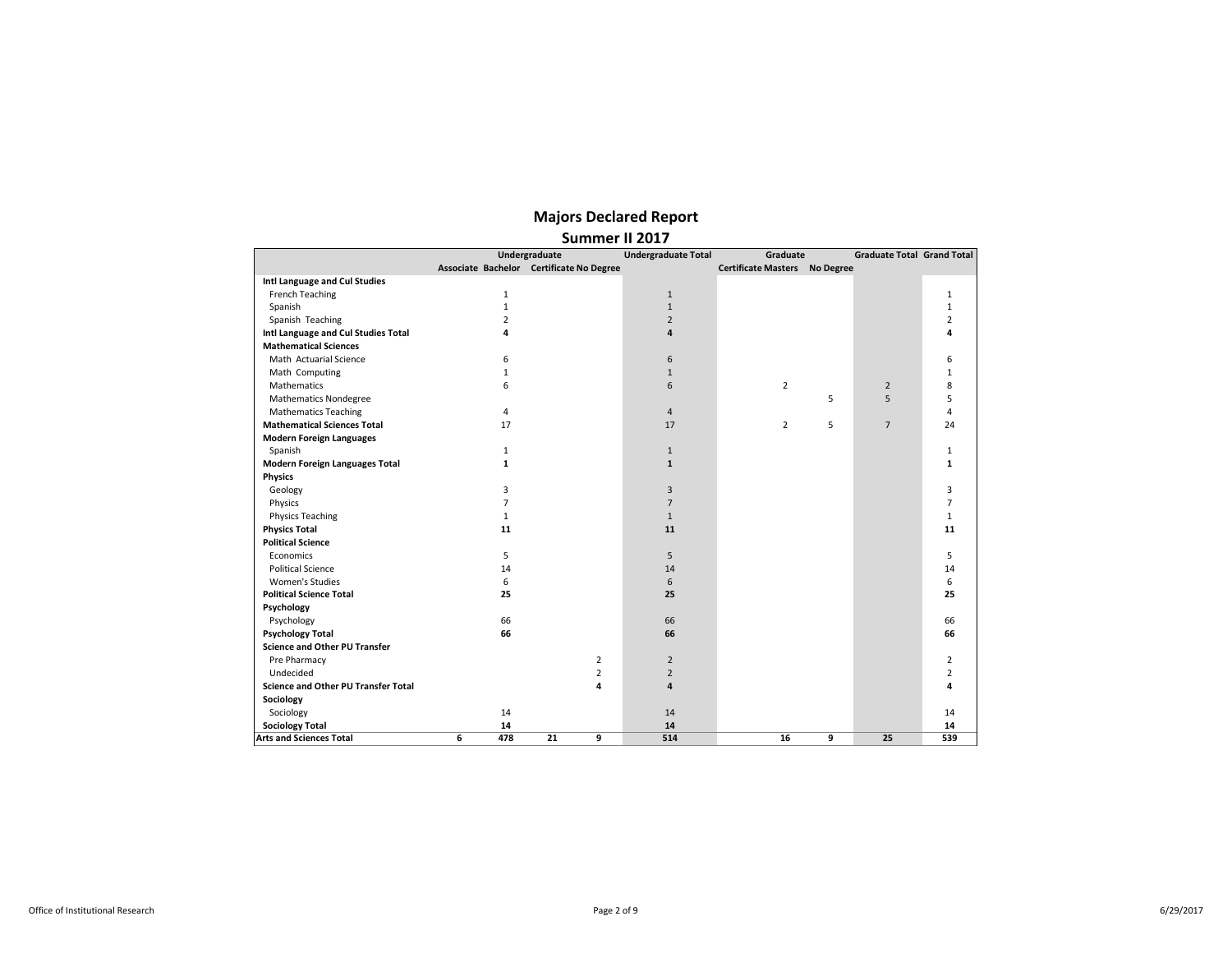# Majors Declared Report

## Summer II 2017

| | Undergraduate | | | | Undergraduate Total | Graduate | | Graduate Total | Grand Total |
|---|---|---|---|---|---|---|---|---|---|
| | Associate | Bachelor | Certificate | No Degree | | Certificate Masters | No Degree | | |
| **Intl Language and Cul Studies** | | | | | | | | | |
| French Teaching | | 1 | | | 1 | | | | 1 |
| Spanish | | 1 | | | 1 | | | | 1 |
| Spanish Teaching | | 2 | | | 2 | | | | 2 |
| **Intl Language and Cul Studies Total** | | **4** | | | **4** | | | | **4** |
| **Mathematical Sciences** | | | | | | | | | |
| Math Actuarial Science | | 6 | | | 6 | | | | 6 |
| Math Computing | | 1 | | | 1 | | | | 1 |
| Mathematics | | 6 | | | 6 | 2 | | 2 | 8 |
| Mathematics Nondegree | | | | | | | 5 | 5 | 5 |
| Mathematics Teaching | | 4 | | | 4 | | | | 4 |
| **Mathematical Sciences Total** | | 17 | | | 17 | 2 | 5 | 7 | 24 |
| **Modern Foreign Languages** | | | | | | | | | |
| Spanish | | 1 | | | 1 | | | | 1 |
| **Modern Foreign Languages Total** | | **1** | | | **1** | | | | **1** |
| **Physics** | | | | | | | | | |
| Geology | | 3 | | | 3 | | | | 3 |
| Physics | | 7 | | | 7 | | | | 7 |
| Physics Teaching | | 1 | | | 1 | | | | 1 |
| **Physics Total** | | **11** | | | **11** | | | | **11** |
| **Political Science** | | | | | | | | | |
| Economics | | 5 | | | 5 | | | | 5 |
| Political Science | | 14 | | | 14 | | | | 14 |
| Women's Studies | | 6 | | | 6 | | | | 6 |
| **Political Science Total** | | **25** | | | **25** | | | | **25** |
| **Psychology** | | | | | | | | | |
| Psychology | | 66 | | | 66 | | | | 66 |
| **Psychology Total** | | **66** | | | **66** | | | | **66** |
| **Science and Other PU Transfer** | | | | | | | | | |
| Pre Pharmacy | | | | 2 | 2 | | | | 2 |
| Undecided | | | | 2 | 2 | | | | 2 |
| **Science and Other PU Transfer Total** | | | | **4** | **4** | | | | **4** |
| **Sociology** | | | | | | | | | |
| Sociology | | 14 | | | 14 | | | | 14 |
| **Sociology Total** | | **14** | | | **14** | | | | **14** |
| **Arts and Sciences Total** | **6** | **478** | **21** | **9** | **514** | **16** | **9** | **25** | **539** |

Office of Institutional Research

6/29/2017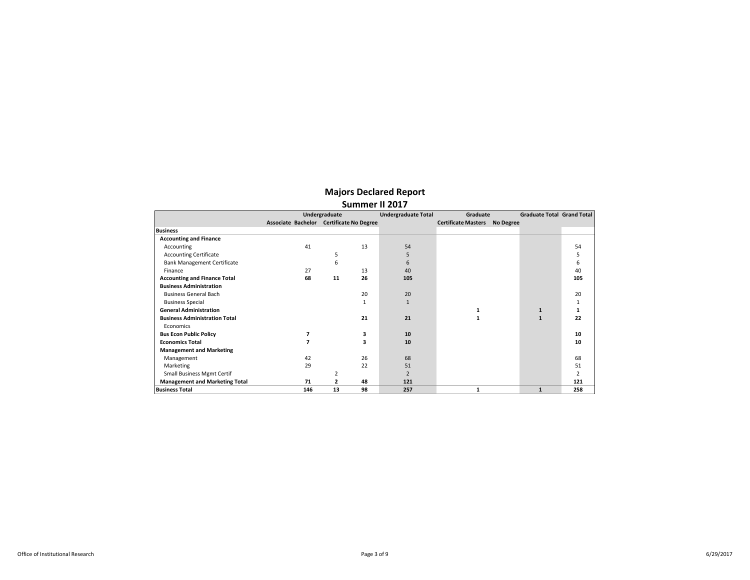# Majors Declared Report

## Summer II 2017

| | Undergraduate | | | | Undergraduate Total | Graduate | | | Graduate Total | Grand Total |
|---|---|---|---|---|---|---|---|---|---|---|
| | Associate | Bachelor | Certificate | No Degree | | Certificate | Masters | No Degree | | |
| **Business** | | | | | | | | | | |
| **Accounting and Finance** | | | | | | | | | | |
| Accounting | | 41 | | 13 | 54 | | | | | 54 |
| Accounting Certificate | | | 5 | | 5 | | | | | 5 |
| Bank Management Certificate | | | 6 | | 6 | | | | | 6 |
| Finance | | 27 | | 13 | 40 | | | | | 40 |
| **Accounting and Finance Total** | | **68** | **11** | **26** | **105** | | | | | **105** |
| **Business Administration** | | | | | | | | | | |
| Business General Bach | | | | 20 | 20 | | | | | 20 |
| Business Special | | | | 1 | 1 | | | | | 1 |
| **General Administration** | | | | | | | **1** | | **1** | **1** |
| **Business Administration Total** | | | | **21** | **21** | | **1** | | **1** | **22** |
| Economics | | | | | | | | | | |
| **Bus Econ Public Policy** | | **7** | | **3** | **10** | | | | | **10** |
| **Economics Total** | | **7** | | **3** | **10** | | | | | **10** |
| **Management and Marketing** | | | | | | | | | | |
| Management | | 42 | | 26 | 68 | | | | | 68 |
| Marketing | | 29 | | 22 | 51 | | | | | 51 |
| Small Business Mgmt Certif | | | 2 | | 2 | | | | | 2 |
| **Management and Marketing Total** | | **71** | **2** | **48** | **121** | | | | | **121** |
| **Business Total** | | **146** | **13** | **98** | **257** | | **1** | | **1** | **258** |

Office of Institutional Research

6/29/2017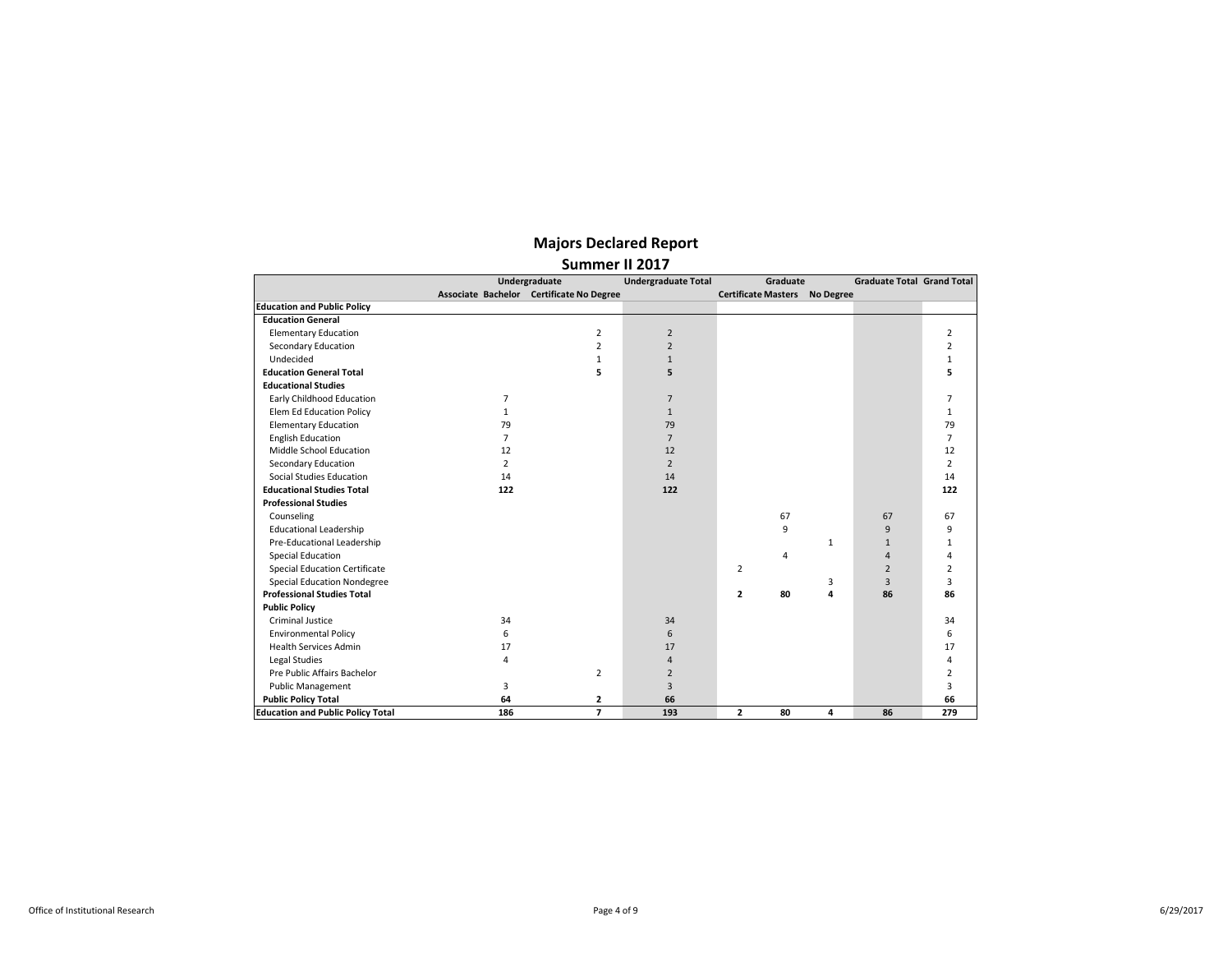# Majors Declared Report

## Summer II 2017

| | Undergraduate | | | | Undergraduate Total | Graduate | | | Graduate Total | Grand Total |
|---|---|---|---|---|---|---|---|---|---|---|
| | Associate | Bachelor | Certificate | No Degree | | Certificate | Masters | No Degree | | |
| **Education and Public Policy** | | | | | | | | | | |
| **Education General** | | | | | | | | | | |
| Elementary Education | | | | 2 | 2 | | | | | 2 |
| Secondary Education | | | | 2 | 2 | | | | | 2 |
| Undecided | | | | 1 | 1 | | | | | 1 |
| **Education General Total** | | | | **5** | **5** | | | | | **5** |
| **Educational Studies** | | | | | | | | | | |
| Early Childhood Education | | 7 | | | 7 | | | | | 7 |
| Elem Ed Education Policy | | 1 | | | 1 | | | | | 1 |
| Elementary Education | | 79 | | | 79 | | | | | 79 |
| English Education | | 7 | | | 7 | | | | | 7 |
| Middle School Education | | 12 | | | 12 | | | | | 12 |
| Secondary Education | | 2 | | | 2 | | | | | 2 |
| Social Studies Education | | 14 | | | 14 | | | | | 14 |
| **Educational Studies Total** | | **122** | | | **122** | | | | | **122** |
| **Professional Studies** | | | | | | | | | | |
| Counseling | | | | | | | 67 | | 67 | 67 |
| Educational Leadership | | | | | | | 9 | | 9 | 9 |
| Pre-Educational Leadership | | | | | | | | 1 | 1 | 1 |
| Special Education | | | | | | | 4 | | 4 | 4 |
| Special Education Certificate | | | | | | 2 | | | 2 | 2 |
| Special Education Nondegree | | | | | | | | 3 | 3 | 3 |
| **Professional Studies Total** | | | | | | **2** | **80** | **4** | **86** | **86** |
| **Public Policy** | | | | | | | | | | |
| Criminal Justice | | 34 | | | 34 | | | | | 34 |
| Environmental Policy | | 6 | | | 6 | | | | | 6 |
| Health Services Admin | | 17 | | | 17 | | | | | 17 |
| Legal Studies | | 4 | | | 4 | | | | | 4 |
| Pre Public Affairs Bachelor | | | | 2 | 2 | | | | | 2 |
| Public Management | | 3 | | | 3 | | | | | 3 |
| **Public Policy Total** | | **64** | | **2** | **66** | | | | | **66** |
| **Education and Public Policy Total** | | **186** | | **7** | **193** | **2** | **80** | **4** | **86** | **279** |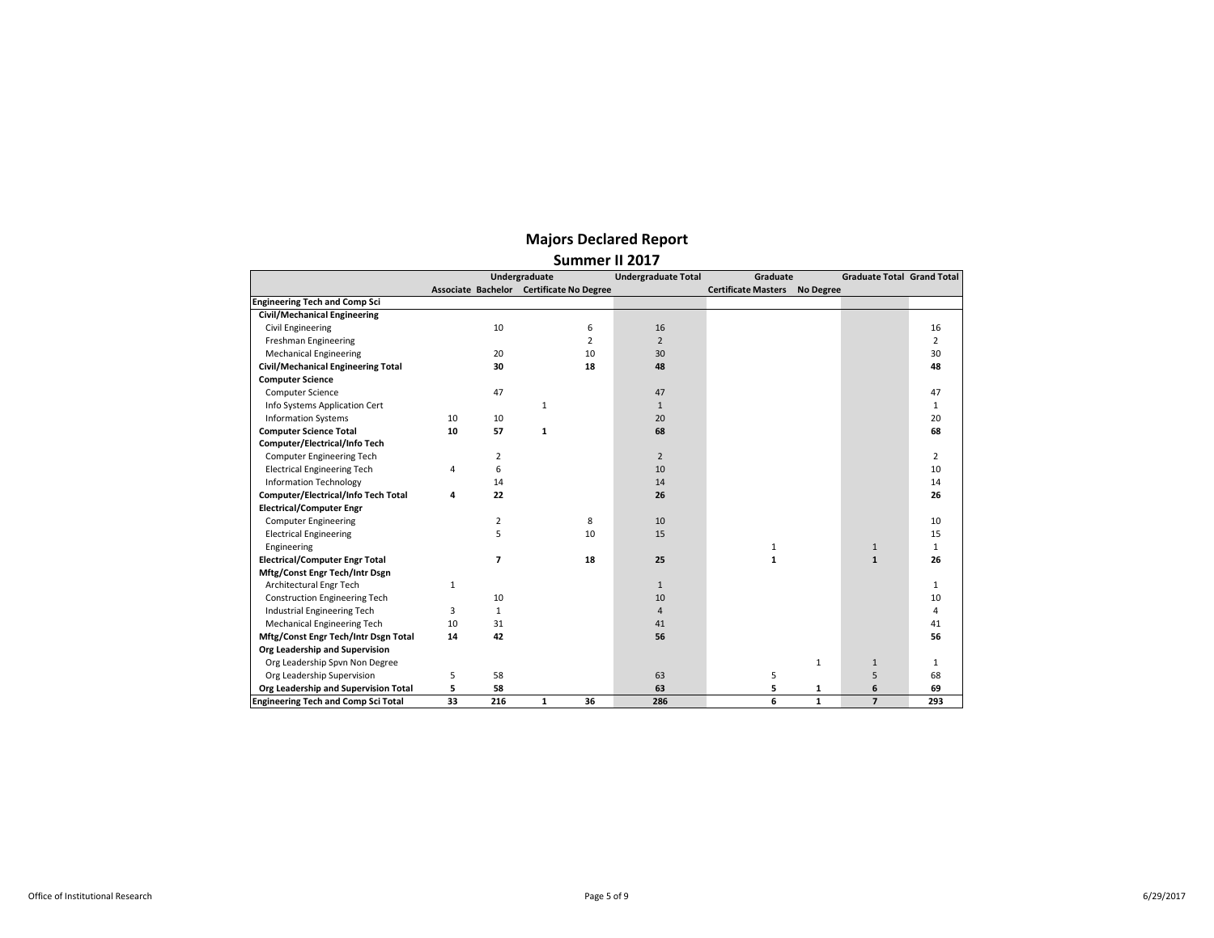# Majors Declared Report

## Summer II 2017

| | Undergraduate | | | | Undergraduate Total | Graduate | | | Graduate Total | Grand Total |
|---|---|---|---|---|---|---|---|---|---|---|
| | Associate | Bachelor | Certificate | No Degree | | Certificate | Masters | No Degree | | |
| **Engineering Tech and Comp Sci** | | | | | | | | | | |
| **Civil/Mechanical Engineering** | | | | | | | | | | |
| Civil Engineering | | 10 | | 6 | 16 | | | | | 16 |
| Freshman Engineering | | | | 2 | 2 | | | | | 2 |
| Mechanical Engineering | | 20 | | 10 | 30 | | | | | 30 |
| **Civil/Mechanical Engineering Total** | | **30** | | **18** | **48** | | | | | **48** |
| **Computer Science** | | | | | | | | | | |
| Computer Science | | 47 | | | 47 | | | | | 47 |
| Info Systems Application Cert | | | 1 | | 1 | | | | | 1 |
| Information Systems | 10 | 10 | | | 20 | | | | | 20 |
| **Computer Science Total** | **10** | **57** | **1** | | **68** | | | | | **68** |
| **Computer/Electrical/Info Tech** | | | | | | | | | | |
| Computer Engineering Tech | | 2 | | | 2 | | | | | 2 |
| Electrical Engineering Tech | 4 | 6 | | | 10 | | | | | 10 |
| Information Technology | | 14 | | | 14 | | | | | 14 |
| **Computer/Electrical/Info Tech Total** | **4** | **22** | | | **26** | | | | | **26** |
| **Electrical/Computer Engr** | | | | | | | | | | |
| Computer Engineering | | 2 | | 8 | 10 | | | | | 10 |
| Electrical Engineering | | 5 | | 10 | 15 | | | | | 15 |
| Engineering | | | | | | | 1 | | 1 | 1 |
| **Electrical/Computer Engr Total** | | **7** | | **18** | **25** | | **1** | | **1** | **26** |
| **Mftg/Const Engr Tech/Intr Dsgn** | | | | | | | | | | |
| Architectural Engr Tech | 1 | | | | 1 | | | | | 1 |
| Construction Engineering Tech | | 10 | | | 10 | | | | | 10 |
| Industrial Engineering Tech | 3 | 1 | | | 4 | | | | | 4 |
| Mechanical Engineering Tech | 10 | 31 | | | 41 | | | | | 41 |
| **Mftg/Const Engr Tech/Intr Dsgn Total** | **14** | **42** | | | **56** | | | | | **56** |
| **Org Leadership and Supervision** | | | | | | | | | | |
| Org Leadership Spvn Non Degree | | | | | | | | 1 | 1 | 1 |
| Org Leadership Supervision | 5 | 58 | | | 63 | | 5 | | 5 | 68 |
| **Org Leadership and Supervision Total** | **5** | **58** | | | **63** | | **5** | **1** | **6** | **69** |
| **Engineering Tech and Comp Sci Total** | **33** | **216** | **1** | **36** | **286** | | **6** | **1** | **7** | **293** |

Office of Institutional Research

6/29/2017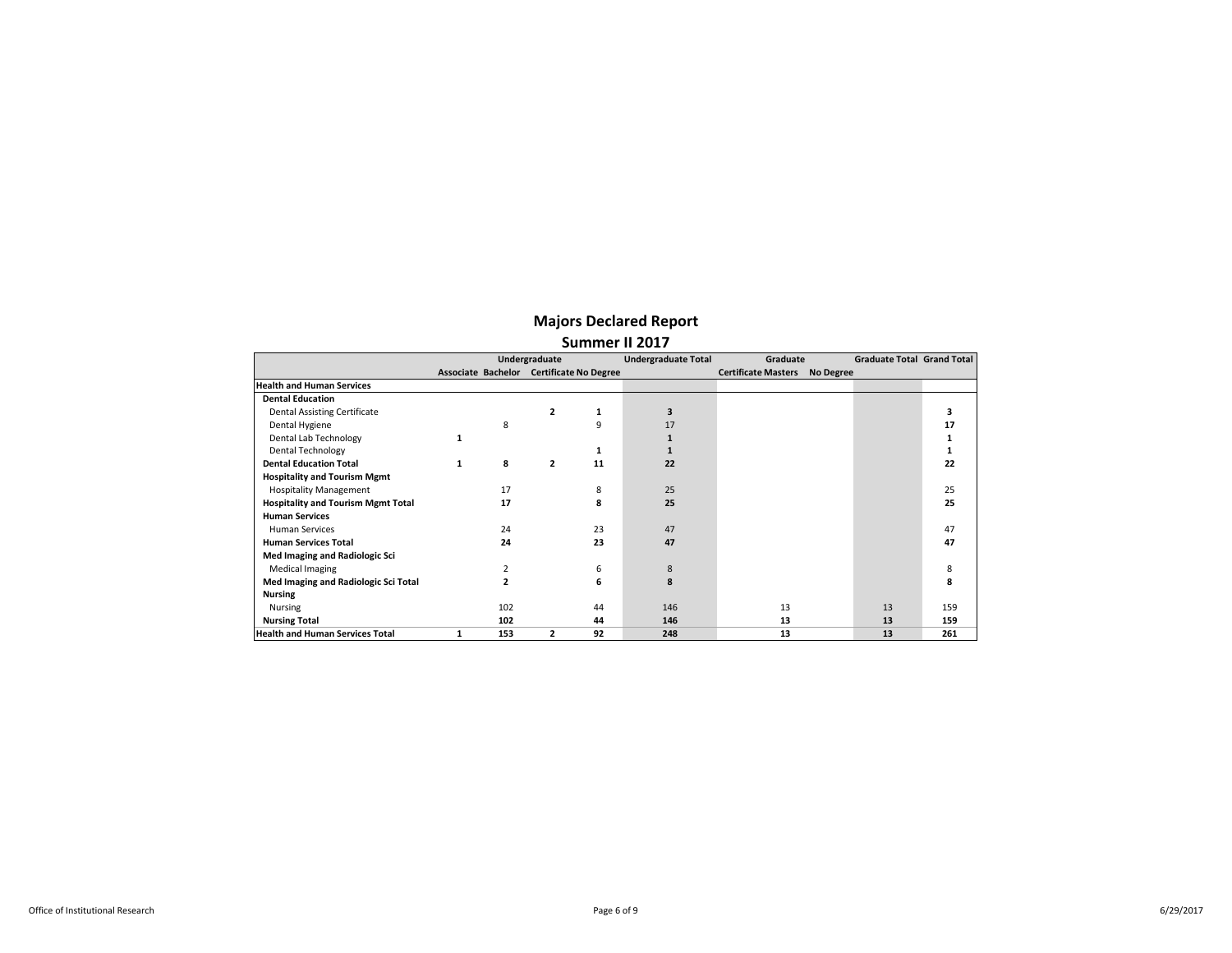# Majors Declared Report

## Summer II 2017

| | Undergraduate | | | | Undergraduate Total | Graduate | | Graduate Total | Grand Total |
|---|---|---|---|---|---|---|---|---|---|
| | Associate | Bachelor | Certificate | No Degree | | Certificate | Masters | No Degree | | |
| **Health and Human Services** | | | | | | | | | |
| **Dental Education** | | | | | | | | | |
| Dental Assisting Certificate | | | **2** | **1** | **3** | | | | **3** |
| Dental Hygiene | | 8 | | 9 | 17 | | | | 17 |
| Dental Lab Technology | **1** | | | | **1** | | | | **1** |
| Dental Technology | | | | **1** | **1** | | | | **1** |
| **Dental Education Total** | **1** | **8** | **2** | **11** | **22** | | | | **22** |
| **Hospitality and Tourism Mgmt** | | | | | | | | | |
| Hospitality Management | | 17 | | 8 | 25 | | | | 25 |
| **Hospitality and Tourism Mgmt Total** | | **17** | | **8** | **25** | | | | **25** |
| **Human Services** | | | | | | | | | |
| Human Services | | 24 | | 23 | 47 | | | | 47 |
| **Human Services Total** | | **24** | | **23** | **47** | | | | **47** |
| **Med Imaging and Radiologic Sci** | | | | | | | | | |
| Medical Imaging | | 2 | | 6 | 8 | | | | 8 |
| **Med Imaging and Radiologic Sci Total** | | **2** | | **6** | **8** | | | | **8** |
| **Nursing** | | | | | | | | | |
| Nursing | | 102 | | 44 | 146 | | 13 | | 13 | 159 |
| **Nursing Total** | | **102** | | **44** | **146** | | **13** | | **13** | **159** |
| **Health and Human Services Total** | **1** | **153** | **2** | **92** | **248** | | **13** | | **13** | **261** |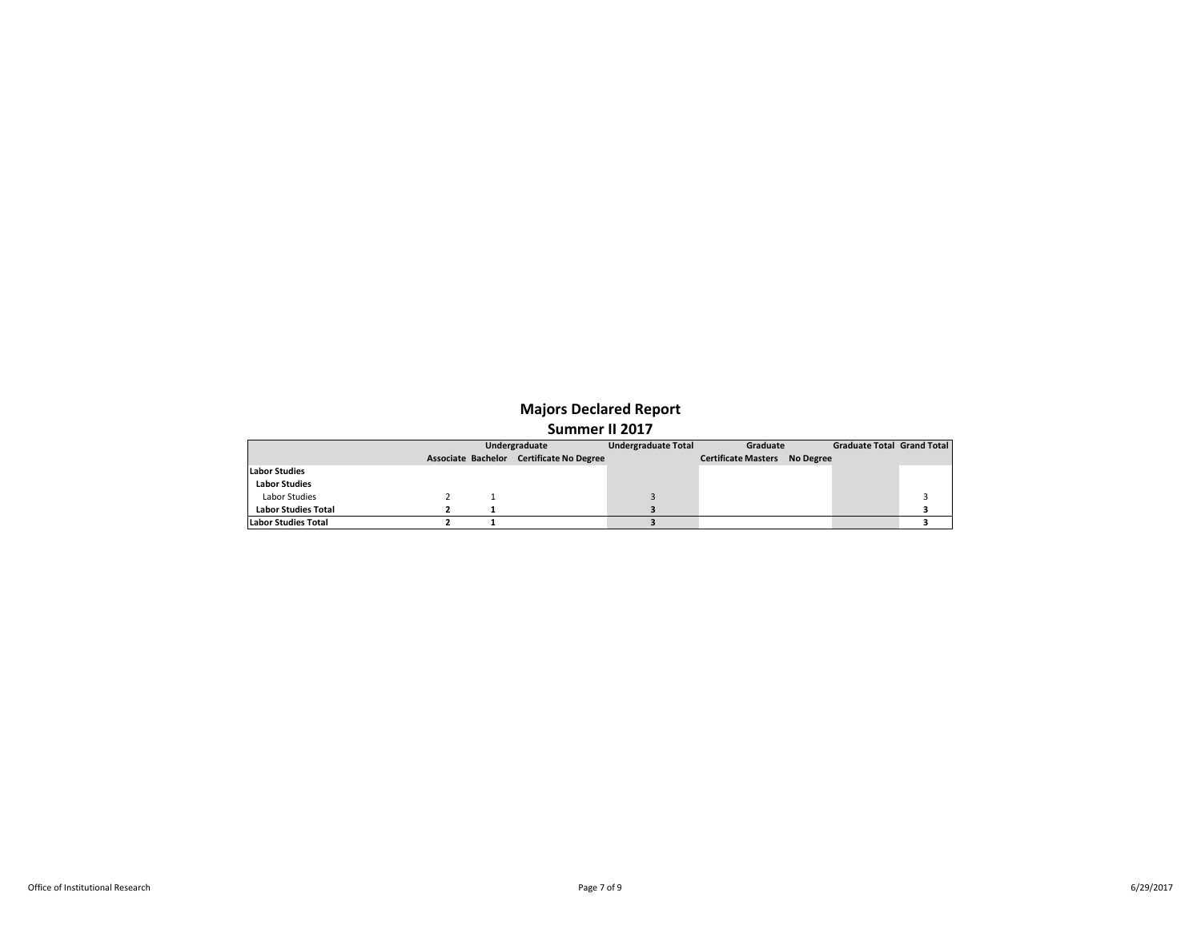# Majors Declared Report

## Summer II 2017

| | Undergraduate | | | | Undergraduate Total | Graduate | | | Graduate Total | Grand Total |
|---|---|---|---|---|---|---|---|---|---|---|
| | Associate | Bachelor | Certificate | No Degree | | Certificate | Masters | No Degree | | |
| **Labor Studies** | | | | | | | | | | |
| **Labor Studies** | | | | | | | | | | |
| Labor Studies | 2 | 1 | | | 3 | | | | | 3 |
| **Labor Studies Total** | **2** | **1** | | | **3** | | | | | **3** |
| **Labor Studies Total** | **2** | **1** | | | **3** | | | | | **3** |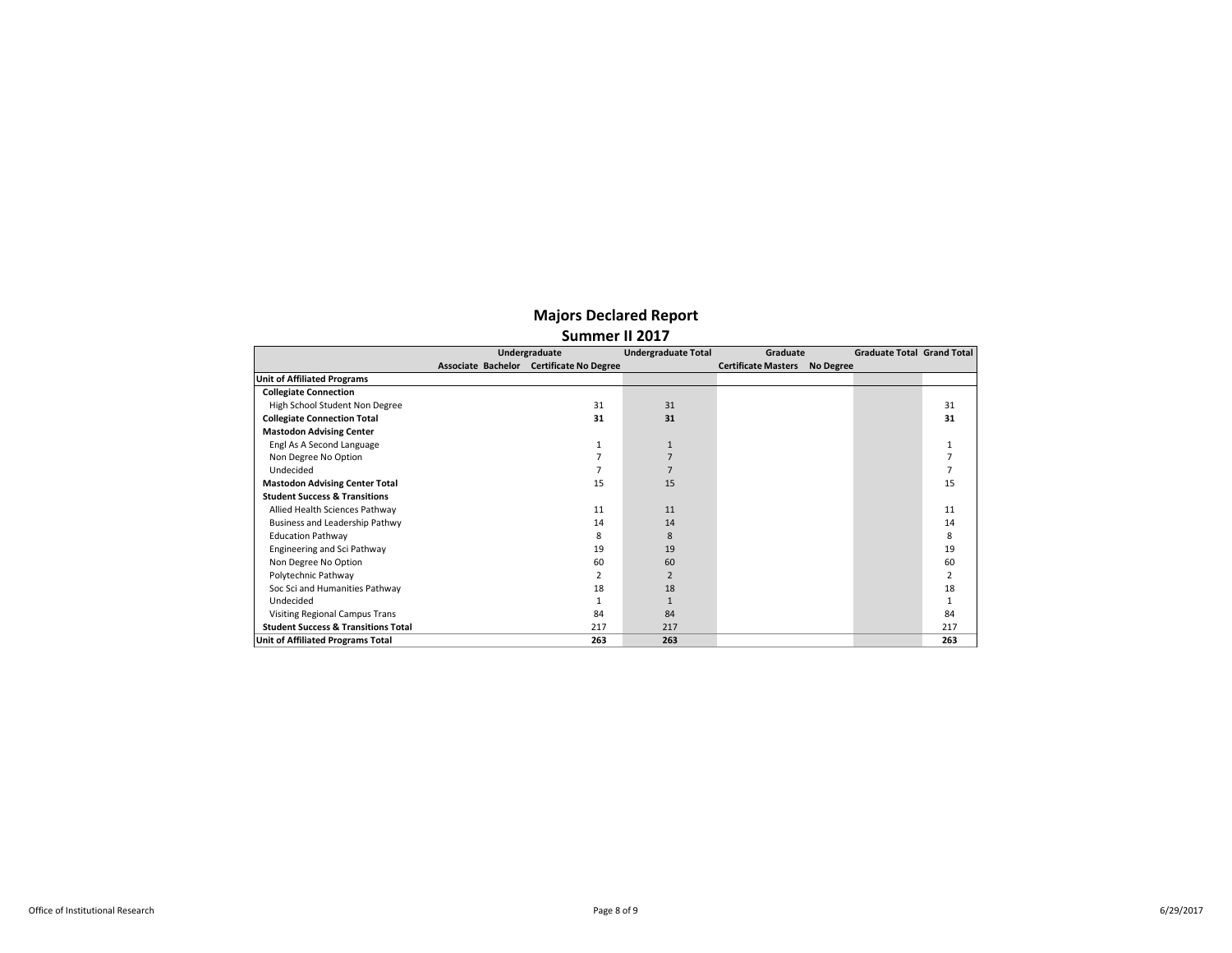# Majors Declared Report

## Summer II 2017

| | Undergraduate | | | | Undergraduate Total | Graduate | | | Graduate Total | Grand Total |
|---|---|---|---|---|---|---|---|---|---|---|
| | Associate | Bachelor | Certificate | No Degree | | Certificate | Masters | No Degree | | |
| **Unit of Affiliated Programs** | | | | | | | | | | |
| **Collegiate Connection** | | | | | | | | | | |
| High School Student Non Degree | | | | 31 | 31 | | | | | 31 |
| **Collegiate Connection Total** | | | | **31** | **31** | | | | | **31** |
| **Mastodon Advising Center** | | | | | | | | | | |
| Engl As A Second Language | | | | 1 | 1 | | | | | 1 |
| Non Degree No Option | | | | 7 | 7 | | | | | 7 |
| Undecided | | | | 7 | 7 | | | | | 7 |
| **Mastodon Advising Center Total** | | | | 15 | 15 | | | | | 15 |
| **Student Success & Transitions** | | | | | | | | | | |
| Allied Health Sciences Pathway | | | | 11 | 11 | | | | | 11 |
| Business and Leadership Pathwy | | | | 14 | 14 | | | | | 14 |
| Education Pathway | | | | 8 | 8 | | | | | 8 |
| Engineering and Sci Pathway | | | | 19 | 19 | | | | | 19 |
| Non Degree No Option | | | | 60 | 60 | | | | | 60 |
| Polytechnic Pathway | | | | 2 | 2 | | | | | 2 |
| Soc Sci and Humanities Pathway | | | | 18 | 18 | | | | | 18 |
| Undecided | | | | 1 | 1 | | | | | 1 |
| Visiting Regional Campus Trans | | | | 84 | 84 | | | | | 84 |
| **Student Success & Transitions Total** | | | | 217 | 217 | | | | | 217 |
| **Unit of Affiliated Programs Total** | | | | **263** | **263** | | | | | **263** |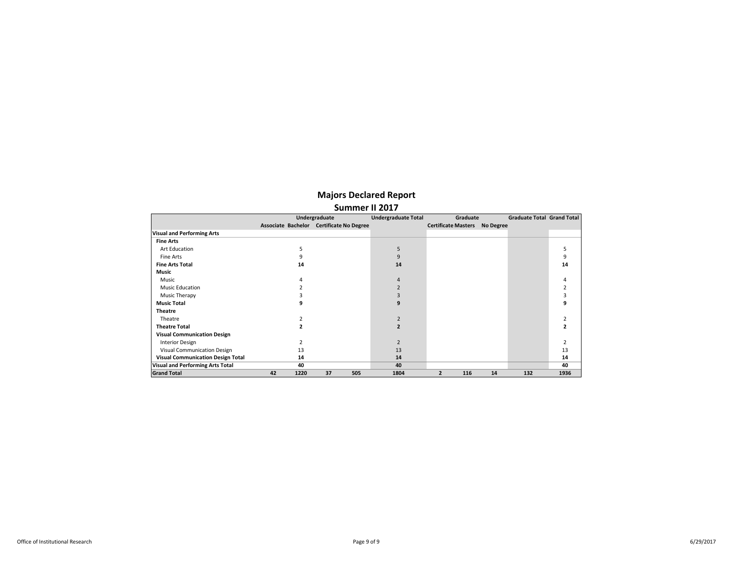# Majors Declared Report

## Summer II 2017

| | Undergraduate | | | | Undergraduate Total | Graduate | | | Graduate Total | Grand Total |
|---|---|---|---|---|---|---|---|---|---|---|
| | Associate | Bachelor | Certificate | No Degree | | Certificate | Masters | No Degree | | |
| **Visual and Performing Arts** | | | | | | | | | | |
| **Fine Arts** | | | | | | | | | | |
| Art Education | | 5 | | | 5 | | | | | 5 |
| Fine Arts | | 9 | | | 9 | | | | | 9 |
| **Fine Arts Total** | | **14** | | | **14** | | | | | **14** |
| **Music** | | | | | | | | | | |
| Music | | 4 | | | 4 | | | | | 4 |
| Music Education | | 2 | | | 2 | | | | | 2 |
| Music Therapy | | 3 | | | 3 | | | | | 3 |
| **Music Total** | | **9** | | | **9** | | | | | **9** |
| **Theatre** | | | | | | | | | | |
| Theatre | | 2 | | | 2 | | | | | 2 |
| **Theatre Total** | | **2** | | | **2** | | | | | **2** |
| **Visual Communication Design** | | | | | | | | | | |
| Interior Design | | 2 | | | 2 | | | | | 2 |
| Visual Communication Design | | 13 | | | 13 | | | | | 13 |
| **Visual Communication Design Total** | | **14** | | | **14** | | | | | **14** |
| **Visual and Performing Arts Total** | | **40** | | | **40** | | | | | **40** |
| **Grand Total** | **42** | **1220** | **37** | **505** | **1804** | **2** | **116** | **14** | **132** | **1936** |

Office of Institutional Research

6/29/2017